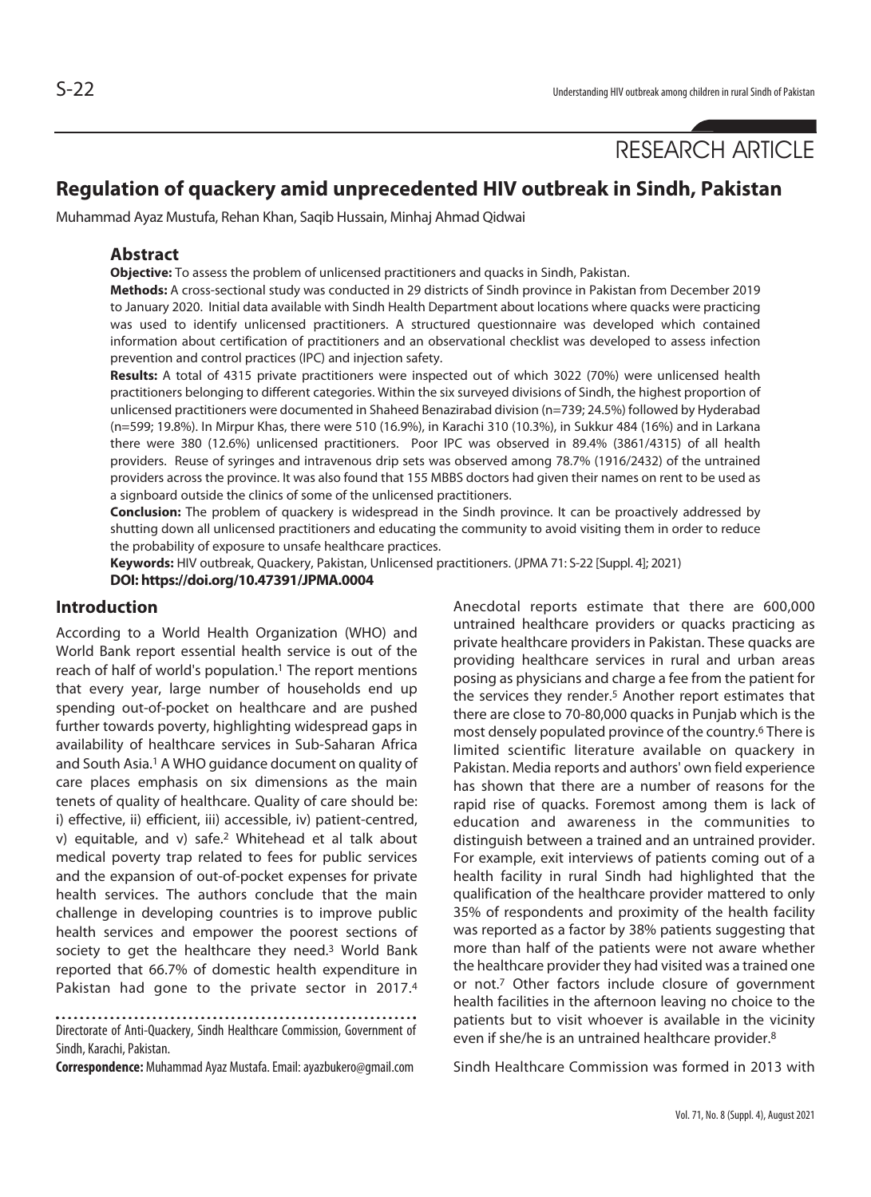RESEARCH ARTICLE

# Regulation of quackery amid unprecedented HIV outbreak in Sindh, Pakistan

Muhammad Ayaz Mustufa, Rehan Khan, Saqib Hussain, Minhaj Ahmad Qidwai

## Abstract

**Objective:** To assess the problem of unlicensed practitioners and quacks in Sindh, Pakistan.

**Methods:** A cross-sectional study was conducted in 29 districts of Sindh province in Pakistan from December 2019 to January 2020. Initial data available with Sindh Health Department about locations where quacks were practicing was used to identify unlicensed practitioners. A structured questionnaire was developed which contained information about certification of practitioners and an observational checklist was developed to assess infection prevention and control practices (IPC) and injection safety.

**Results:** A total of 4315 private practitioners were inspected out of which 3022 (70%) were unlicensed health practitioners belonging to different categories. Within the six surveyed divisions of Sindh, the highest proportion of unlicensed practitioners were documented in Shaheed Benazirabad division (n=739; 24.5%) followed by Hyderabad (n=599; 19.8%). In Mirpur Khas, there were 510 (16.9%), in Karachi 310 (10.3%), in Sukkur 484 (16%) and in Larkana there were 380 (12.6%) unlicensed practitioners. Poor IPC was observed in 89.4% (3861/4315) of all health providers. Reuse of syringes and intravenous drip sets was observed among 78.7% (1916/2432) of the untrained providers across the province. It was also found that 155 MBBS doctors had given their names on rent to be used as a signboard outside the clinics of some of the unlicensed practitioners.

**Conclusion:** The problem of quackery is widespread in the Sindh province. It can be proactively addressed by shutting down all unlicensed practitioners and educating the community to avoid visiting them in order to reduce the probability of exposure to unsafe healthcare practices.

**Keywords:** HIV outbreak, Quackery, Pakistan, Unlicensed practitioners. (JPMA 71: S-22 [Suppl. 4]; 2021)

**DOI: https://doi.org/10.47391/JPMA.0004**

## Introduction

According to a World Health Organization (WHO) and World Bank report essential health service is out of the reach of half of world's population.[1] The report mentions that every year, large number of households end up spending out-of-pocket on healthcare and are pushed further towards poverty, highlighting widespread gaps in availability of healthcare services in Sub-Saharan Africa and South Asia.[1] A WHO guidance document on quality of care places emphasis on six dimensions as the main tenets of quality of healthcare. Quality of care should be: i) effective, ii) efficient, iii) accessible, iv) patient-centred, v) equitable, and v) safe.[2] Whitehead et al talk about medical poverty trap related to fees for public services and the expansion of out-of-pocket expenses for private health services. The authors conclude that the main challenge in developing countries is to improve public health services and empower the poorest sections of society to get the healthcare they need.[3] World Bank reported that 66.7% of domestic health expenditure in Pakistan had gone to the private sector in 2017.[4]

Anecdotal reports estimate that there are 600,000 untrained healthcare providers or quacks practicing as private healthcare providers in Pakistan. These quacks are providing healthcare services in rural and urban areas posing as physicians and charge a fee from the patient for the services they render.[5] Another report estimates that there are close to 70-80,000 quacks in Punjab which is the most densely populated province of the country.[6] There is limited scientific literature available on quackery in Pakistan. Media reports and authors' own field experience has shown that there are a number of reasons for the rapid rise of quacks. Foremost among them is lack of education and awareness in the communities to distinguish between a trained and an untrained provider. For example, exit interviews of patients coming out of a health facility in rural Sindh had highlighted that the qualification of the healthcare provider mattered to only 35% of respondents and proximity of the health facility was reported as a factor by 38% patients suggesting that more than half of the patients were not aware whether the healthcare provider they had visited was a trained one or not.[7] Other factors include closure of government health facilities in the afternoon leaving no choice to the patients but to visit whoever is available in the vicinity even if she/he is an untrained healthcare provider.[8]

Sindh Healthcare Commission was formed in 2013 with

Directorate of Anti-Quackery, Sindh Healthcare Commission, Government of Sindh, Karachi, Pakistan.

**Correspondence:** Muhammad Ayaz Mustafa. Email: ayazbukero@gmail.com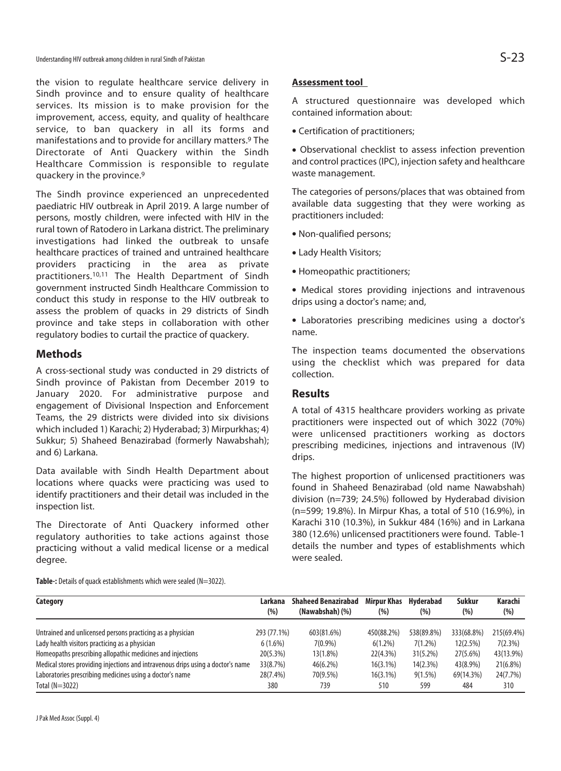the vision to regulate healthcare service delivery in Sindh province and to ensure quality of healthcare services. Its mission is to make provision for the improvement, access, equity, and quality of healthcare service, to ban quackery in all its forms and manifestations and to provide for ancillary matters.[9] The Directorate of Anti Quackery within the Sindh Healthcare Commission is responsible to regulate quackery in the province.[9]

The Sindh province experienced an unprecedented paediatric HIV outbreak in April 2019. A large number of persons, mostly children, were infected with HIV in the rural town of Ratodero in Larkana district. The preliminary investigations had linked the outbreak to unsafe healthcare practices of trained and untrained healthcare providers practicing in the area as private practitioners.[10,11] The Health Department of Sindh government instructed Sindh Healthcare Commission to conduct this study in response to the HIV outbreak to assess the problem of quacks in 29 districts of Sindh province and take steps in collaboration with other regulatory bodies to curtail the practice of quackery.

## Methods

A cross-sectional study was conducted in 29 districts of Sindh province of Pakistan from December 2019 to January 2020. For administrative purpose and engagement of Divisional Inspection and Enforcement Teams, the 29 districts were divided into six divisions which included 1) Karachi; 2) Hyderabad; 3) Mirpurkhas; 4) Sukkur; 5) Shaheed Benazirabad (formerly Nawabshah); and 6) Larkana.

Data available with Sindh Health Department about locations where quacks were practicing was used to identify practitioners and their detail was included in the inspection list.

The Directorate of Anti Quackery informed other regulatory authorities to take actions against those practicing without a valid medical license or a medical degree.

**Assessment tool**

A structured questionnaire was developed which contained information about:

- Certification of practitioners;
- Observational checklist to assess infection prevention and control practices (IPC), injection safety and healthcare waste management.

The categories of persons/places that was obtained from available data suggesting that they were working as practitioners included:

- Non-qualified persons;
- Lady Health Visitors;
- Homeopathic practitioners;
- Medical stores providing injections and intravenous drips using a doctor's name; and,
- Laboratories prescribing medicines using a doctor's name.

The inspection teams documented the observations using the checklist which was prepared for data collection.

## Results

A total of 4315 healthcare providers working as private practitioners were inspected out of which 3022 (70%) were unlicensed practitioners working as doctors prescribing medicines, injections and intravenous (IV) drips.

The highest proportion of unlicensed practitioners was found in Shaheed Benazirabad (old name Nawabshah) division (n=739; 24.5%) followed by Hyderabad division (n=599; 19.8%). In Mirpur Khas, a total of 510 (16.9%), in Karachi 310 (10.3%), in Sukkur 484 (16%) and in Larkana 380 (12.6%) unlicensed practitioners were found. Table-1 details the number and types of establishments which were sealed.

**Table-:** Details of quack establishments which were sealed (N=3022).

| Category | Larkana (%) | Shaheed Benazirabad (Nawabshah) (%) | Mirpur Khas (%) | Hyderabad (%) | Sukkur (%) | Karachi (%) |
|---|---|---|---|---|---|---|
| Untrained and unlicensed persons practicing as a physician | 293 (77.1%) | 603(81.6%) | 450(88.2%) | 538(89.8%) | 333(68.8%) | 215(69.4%) |
| Lady health visitors practicing as a physician | 6 (1.6%) | 7(0.9%) | 6(1.2%) | 7(1.2%) | 12(2.5%) | 7(2.3%) |
| Homeopaths prescribing allopathic medicines and injections | 20(5.3%) | 13(1.8%) | 22(4.3%) | 31(5.2%) | 27(5.6%) | 43(13.9%) |
| Medical stores providing injections and intravenous drips using a doctor's name | 33(8.7%) | 46(6.2%) | 16(3.1%) | 14(2.3%) | 43(8.9%) | 21(6.8%) |
| Laboratories prescribing medicines using a doctor's name | 28(7.4%) | 70(9.5%) | 16(3.1%) | 9(1.5%) | 69(14.3%) | 24(7.7%) |
| Total (N=3022) | 380 | 739 | 510 | 599 | 484 | 310 |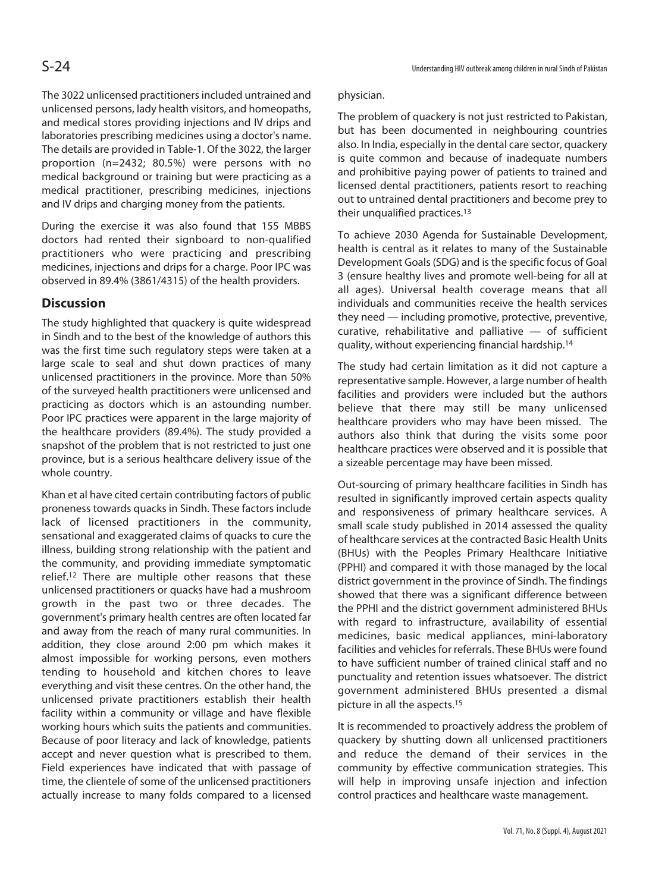The 3022 unlicensed practitioners included untrained and unlicensed persons, lady health visitors, and homeopaths, and medical stores providing injections and IV drips and laboratories prescribing medicines using a doctor's name. The details are provided in Table-1. Of the 3022, the larger proportion (n=2432; 80.5%) were persons with no medical background or training but were practicing as a medical practitioner, prescribing medicines, injections and IV drips and charging money from the patients.

During the exercise it was also found that 155 MBBS doctors had rented their signboard to non-qualified practitioners who were practicing and prescribing medicines, injections and drips for a charge. Poor IPC was observed in 89.4% (3861/4315) of the health providers.

## Discussion

The study highlighted that quackery is quite widespread in Sindh and to the best of the knowledge of authors this was the first time such regulatory steps were taken at a large scale to seal and shut down practices of many unlicensed practitioners in the province. More than 50% of the surveyed health practitioners were unlicensed and practicing as doctors which is an astounding number. Poor IPC practices were apparent in the large majority of the healthcare providers (89.4%). The study provided a snapshot of the problem that is not restricted to just one province, but is a serious healthcare delivery issue of the whole country.

Khan et al have cited certain contributing factors of public proneness towards quacks in Sindh. These factors include lack of licensed practitioners in the community, sensational and exaggerated claims of quacks to cure the illness, building strong relationship with the patient and the community, and providing immediate symptomatic relief.[12] There are multiple other reasons that these unlicensed practitioners or quacks have had a mushroom growth in the past two or three decades. The government's primary health centres are often located far and away from the reach of many rural communities. In addition, they close around 2:00 pm which makes it almost impossible for working persons, even mothers tending to household and kitchen chores to leave everything and visit these centres. On the other hand, the unlicensed private practitioners establish their health facility within a community or village and have flexible working hours which suits the patients and communities. Because of poor literacy and lack of knowledge, patients accept and never question what is prescribed to them. Field experiences have indicated that with passage of time, the clientele of some of the unlicensed practitioners actually increase to many folds compared to a licensed physician.

The problem of quackery is not just restricted to Pakistan, but has been documented in neighbouring countries also. In India, especially in the dental care sector, quackery is quite common and because of inadequate numbers and prohibitive paying power of patients to trained and licensed dental practitioners, patients resort to reaching out to untrained dental practitioners and become prey to their unqualified practices.[13]

To achieve 2030 Agenda for Sustainable Development, health is central as it relates to many of the Sustainable Development Goals (SDG) and is the specific focus of Goal 3 (ensure healthy lives and promote well-being for all at all ages). Universal health coverage means that all individuals and communities receive the health services they need — including promotive, protective, preventive, curative, rehabilitative and palliative — of sufficient quality, without experiencing financial hardship.[14]

The study had certain limitation as it did not capture a representative sample. However, a large number of health facilities and providers were included but the authors believe that there may still be many unlicensed healthcare providers who may have been missed. The authors also think that during the visits some poor healthcare practices were observed and it is possible that a sizeable percentage may have been missed.

Out-sourcing of primary healthcare facilities in Sindh has resulted in significantly improved certain aspects quality and responsiveness of primary healthcare services. A small scale study published in 2014 assessed the quality of healthcare services at the contracted Basic Health Units (BHUs) with the Peoples Primary Healthcare Initiative (PPHI) and compared it with those managed by the local district government in the province of Sindh. The findings showed that there was a significant difference between the PPHI and the district government administered BHUs with regard to infrastructure, availability of essential medicines, basic medical appliances, mini-laboratory facilities and vehicles for referrals. These BHUs were found to have sufficient number of trained clinical staff and no punctuality and retention issues whatsoever. The district government administered BHUs presented a dismal picture in all the aspects.[15]

It is recommended to proactively address the problem of quackery by shutting down all unlicensed practitioners and reduce the demand of their services in the community by effective communication strategies. This will help in improving unsafe injection and infection control practices and healthcare waste management.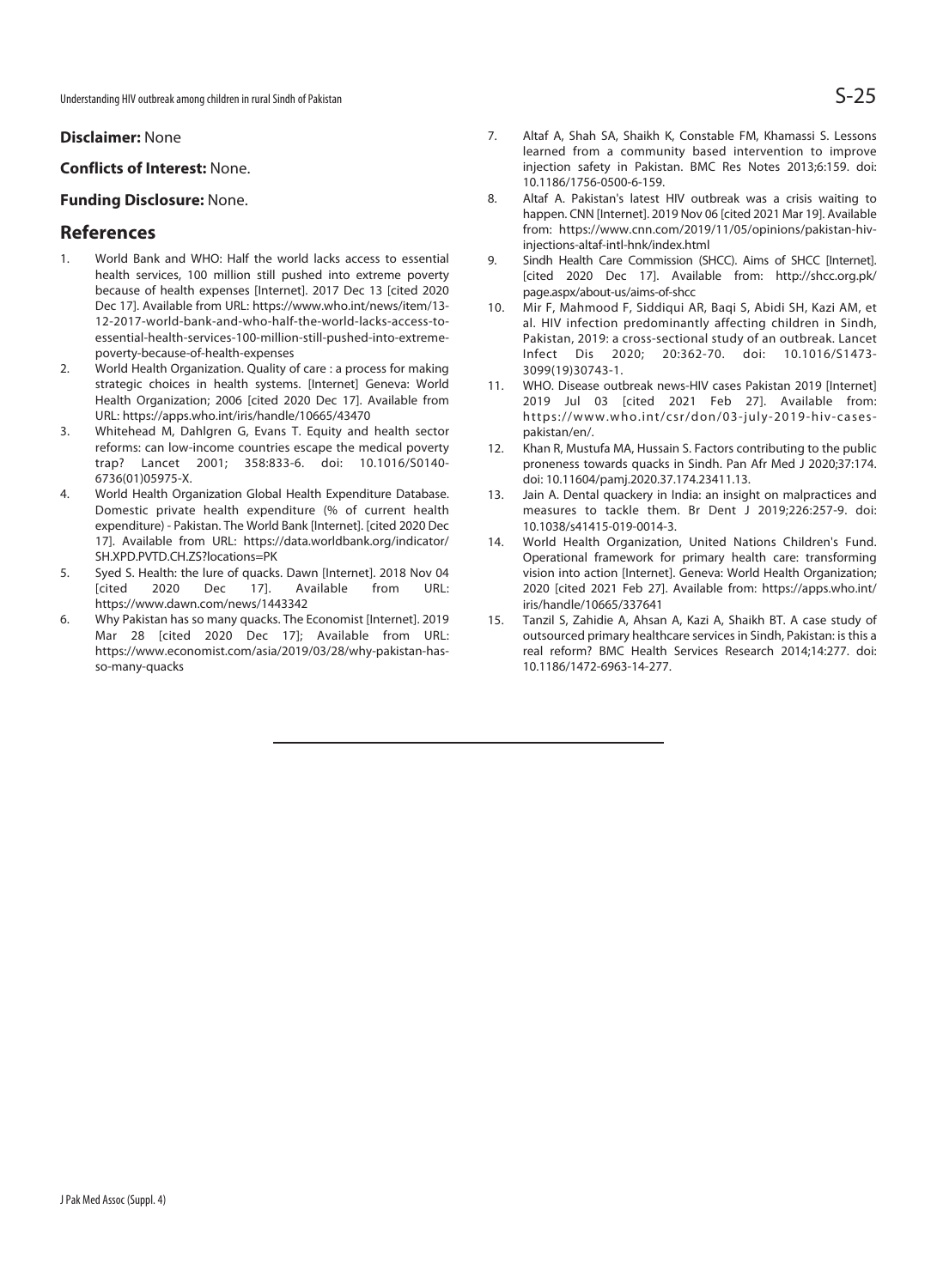**Disclaimer:** None

**Conflicts of Interest:** None.

**Funding Disclosure:** None.

## References

1. World Bank and WHO: Half the world lacks access to essential health services, 100 million still pushed into extreme poverty because of health expenses [Internet]. 2017 Dec 13 [cited 2020 Dec 17]. Available from URL: https://www.who.int/news/item/13-12-2017-world-bank-and-who-half-the-world-lacks-access-to-essential-health-services-100-million-still-pushed-into-extreme-poverty-because-of-health-expenses
2. World Health Organization. Quality of care : a process for making strategic choices in health systems. [Internet] Geneva: World Health Organization; 2006 [cited 2020 Dec 17]. Available from URL: https://apps.who.int/iris/handle/10665/43470
3. Whitehead M, Dahlgren G, Evans T. Equity and health sector reforms: can low-income countries escape the medical poverty trap? Lancet 2001; 358:833-6. doi: 10.1016/S0140-6736(01)05975-X.
4. World Health Organization Global Health Expenditure Database. Domestic private health expenditure (% of current health expenditure) - Pakistan. The World Bank [Internet]. [cited 2020 Dec 17]. Available from URL: https://data.worldbank.org/indicator/SH.XPD.PVTD.CH.ZS?locations=PK
5. Syed S. Health: the lure of quacks. Dawn [Internet]. 2018 Nov 04 [cited 2020 Dec 17]. Available from URL: https://www.dawn.com/news/1443342
6. Why Pakistan has so many quacks. The Economist [Internet]. 2019 Mar 28 [cited 2020 Dec 17]; Available from URL: https://www.economist.com/asia/2019/03/28/why-pakistan-has-so-many-quacks
7. Altaf A, Shah SA, Shaikh K, Constable FM, Khamassi S. Lessons learned from a community based intervention to improve injection safety in Pakistan. BMC Res Notes 2013;6:159. doi: 10.1186/1756-0500-6-159.
8. Altaf A. Pakistan's latest HIV outbreak was a crisis waiting to happen. CNN [Internet]. 2019 Nov 06 [cited 2021 Mar 19]. Available from: https://www.cnn.com/2019/11/05/opinions/pakistan-hiv-injections-altaf-intl-hnk/index.html
9. Sindh Health Care Commission (SHCC). Aims of SHCC [Internet]. [cited 2020 Dec 17]. Available from: http://shcc.org.pk/page.aspx/about-us/aims-of-shcc
10. Mir F, Mahmood F, Siddiqui AR, Baqi S, Abidi SH, Kazi AM, et al. HIV infection predominantly affecting children in Sindh, Pakistan, 2019: a cross-sectional study of an outbreak. Lancet Infect Dis 2020; 20:362-70. doi: 10.1016/S1473-3099(19)30743-1.
11. WHO. Disease outbreak news-HIV cases Pakistan 2019 [Internet] 2019 Jul 03 [cited 2021 Feb 27]. Available from: https://www.who.int/csr/don/03-july-2019-hiv-cases-pakistan/en/.
12. Khan R, Mustufa MA, Hussain S. Factors contributing to the public proneness towards quacks in Sindh. Pan Afr Med J 2020;37:174. doi: 10.11604/pamj.2020.37.174.23411.13.
13. Jain A. Dental quackery in India: an insight on malpractices and measures to tackle them. Br Dent J 2019;226:257-9. doi: 10.1038/s41415-019-0014-3.
14. World Health Organization, United Nations Children's Fund. Operational framework for primary health care: transforming vision into action [Internet]. Geneva: World Health Organization; 2020 [cited 2021 Feb 27]. Available from: https://apps.who.int/iris/handle/10665/337641
15. Tanzil S, Zahidie A, Ahsan A, Kazi A, Shaikh BT. A case study of outsourced primary healthcare services in Sindh, Pakistan: is this a real reform? BMC Health Services Research 2014;14:277. doi: 10.1186/1472-6963-14-277.